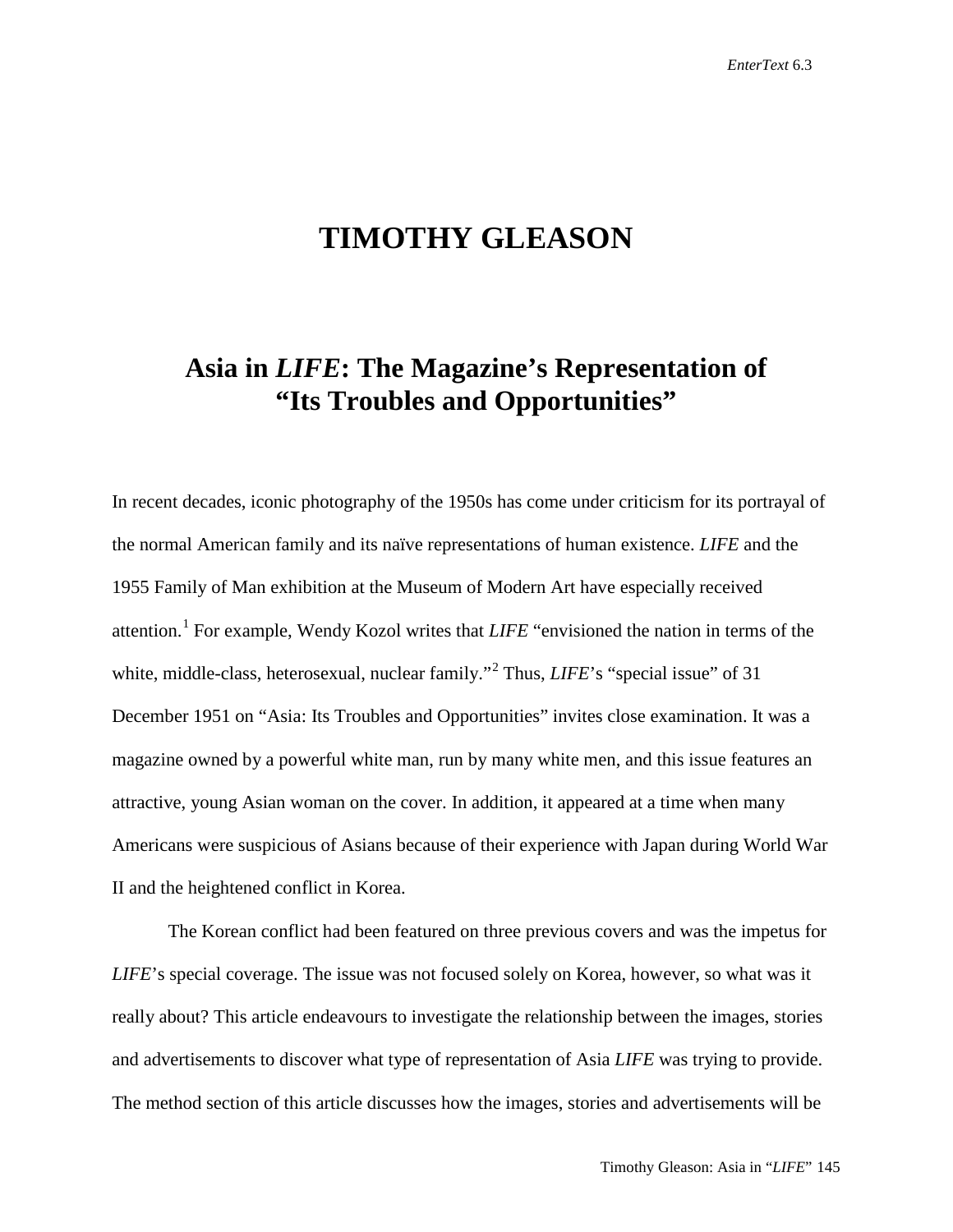# TIMOTHY GLEASON

## Asia in *LIFE*: The Magazine's Representation of "Its Troubles and Opportunities"

In recent decades, iconic photography of the 1950s has come under criticism for its portrayal of the normal American family and its naïve representations of human existence. *LIFE* and the 1955 Family of Man exhibition at the Museum of Modern Art have especially received attention.[1] For example, Wendy Kozol writes that *LIFE* "envisioned the nation in terms of the white, middle-class, heterosexual, nuclear family."[2] Thus, *LIFE*'s "special issue" of 31 December 1951 on "Asia: Its Troubles and Opportunities" invites close examination. It was a magazine owned by a powerful white man, run by many white men, and this issue features an attractive, young Asian woman on the cover. In addition, it appeared at a time when many Americans were suspicious of Asians because of their experience with Japan during World War II and the heightened conflict in Korea.

The Korean conflict had been featured on three previous covers and was the impetus for *LIFE*'s special coverage. The issue was not focused solely on Korea, however, so what was it really about? This article endeavours to investigate the relationship between the images, stories and advertisements to discover what type of representation of Asia *LIFE* was trying to provide. The method section of this article discusses how the images, stories and advertisements will be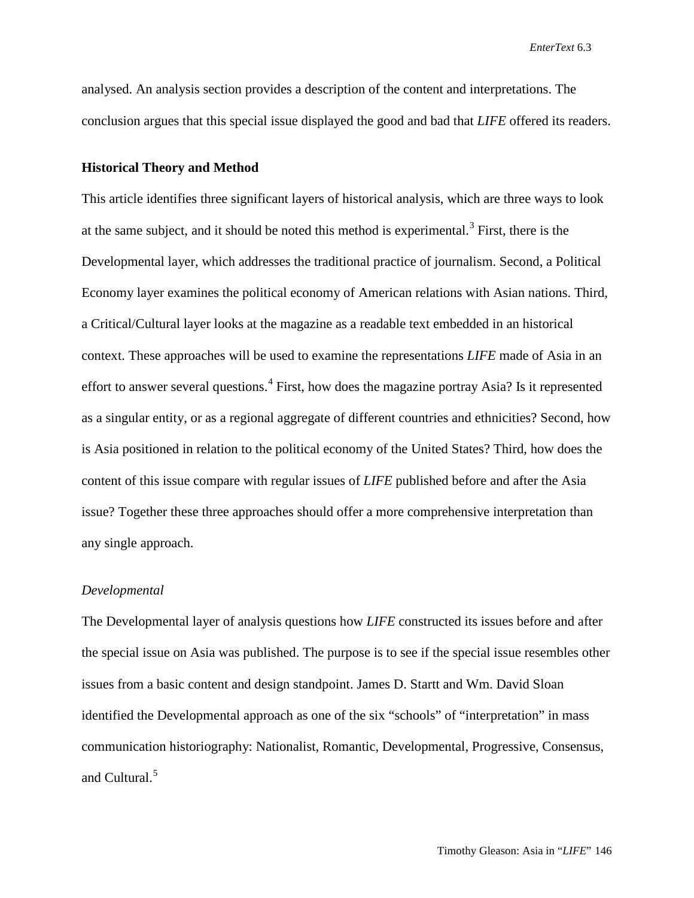analysed. An analysis section provides a description of the content and interpretations. The conclusion argues that this special issue displayed the good and bad that *LIFE* offered its readers.

## Historical Theory and Method

This article identifies three significant layers of historical analysis, which are three ways to look at the same subject, and it should be noted this method is experimental.[3] First, there is the Developmental layer, which addresses the traditional practice of journalism. Second, a Political Economy layer examines the political economy of American relations with Asian nations. Third, a Critical/Cultural layer looks at the magazine as a readable text embedded in an historical context. These approaches will be used to examine the representations *LIFE* made of Asia in an effort to answer several questions.[4] First, how does the magazine portray Asia? Is it represented as a singular entity, or as a regional aggregate of different countries and ethnicities? Second, how is Asia positioned in relation to the political economy of the United States? Third, how does the content of this issue compare with regular issues of *LIFE* published before and after the Asia issue? Together these three approaches should offer a more comprehensive interpretation than any single approach.

### *Developmental*

The Developmental layer of analysis questions how *LIFE* constructed its issues before and after the special issue on Asia was published. The purpose is to see if the special issue resembles other issues from a basic content and design standpoint. James D. Startt and Wm. David Sloan identified the Developmental approach as one of the six "schools" of "interpretation" in mass communication historiography: Nationalist, Romantic, Developmental, Progressive, Consensus, and Cultural.[5]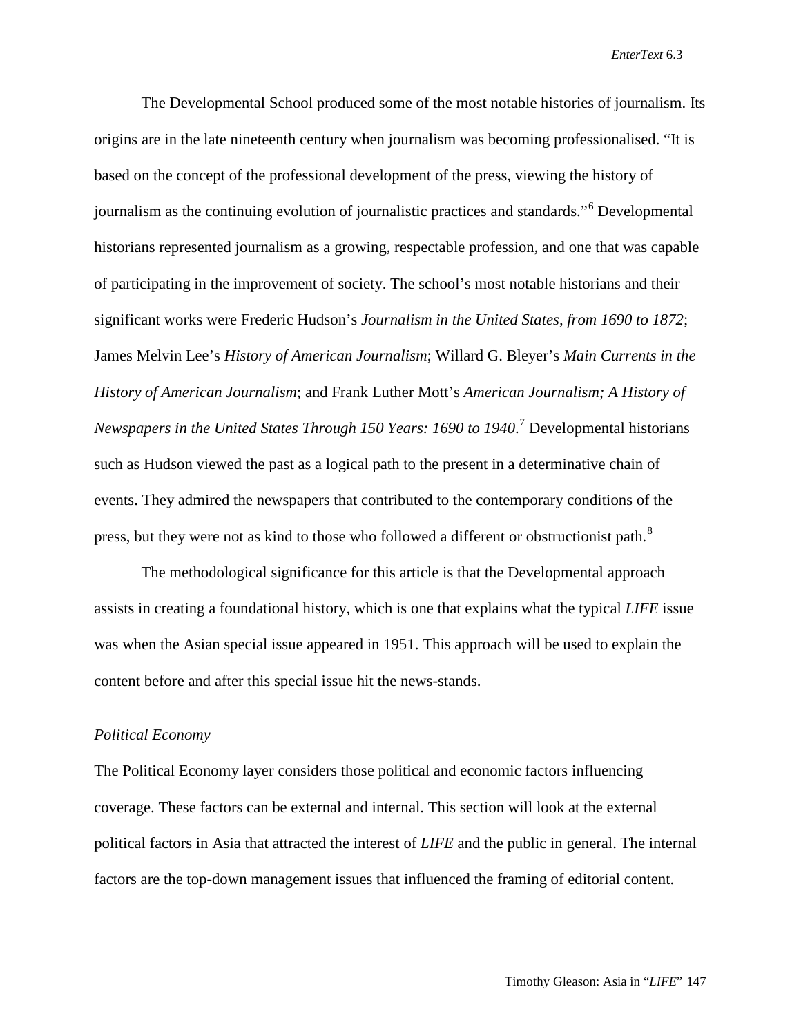The Developmental School produced some of the most notable histories of journalism. Its origins are in the late nineteenth century when journalism was becoming professionalised. "It is based on the concept of the professional development of the press, viewing the history of journalism as the continuing evolution of journalistic practices and standards."[6] Developmental historians represented journalism as a growing, respectable profession, and one that was capable of participating in the improvement of society. The school's most notable historians and their significant works were Frederic Hudson's *Journalism in the United States, from 1690 to 1872*; James Melvin Lee's *History of American Journalism*; Willard G. Bleyer's *Main Currents in the History of American Journalism*; and Frank Luther Mott's *American Journalism; A History of Newspapers in the United States Through 150 Years: 1690 to 1940*.[7] Developmental historians such as Hudson viewed the past as a logical path to the present in a determinative chain of events. They admired the newspapers that contributed to the contemporary conditions of the press, but they were not as kind to those who followed a different or obstructionist path.[8]

The methodological significance for this article is that the Developmental approach assists in creating a foundational history, which is one that explains what the typical *LIFE* issue was when the Asian special issue appeared in 1951. This approach will be used to explain the content before and after this special issue hit the news-stands.

*Political Economy*

The Political Economy layer considers those political and economic factors influencing coverage. These factors can be external and internal. This section will look at the external political factors in Asia that attracted the interest of *LIFE* and the public in general. The internal factors are the top-down management issues that influenced the framing of editorial content.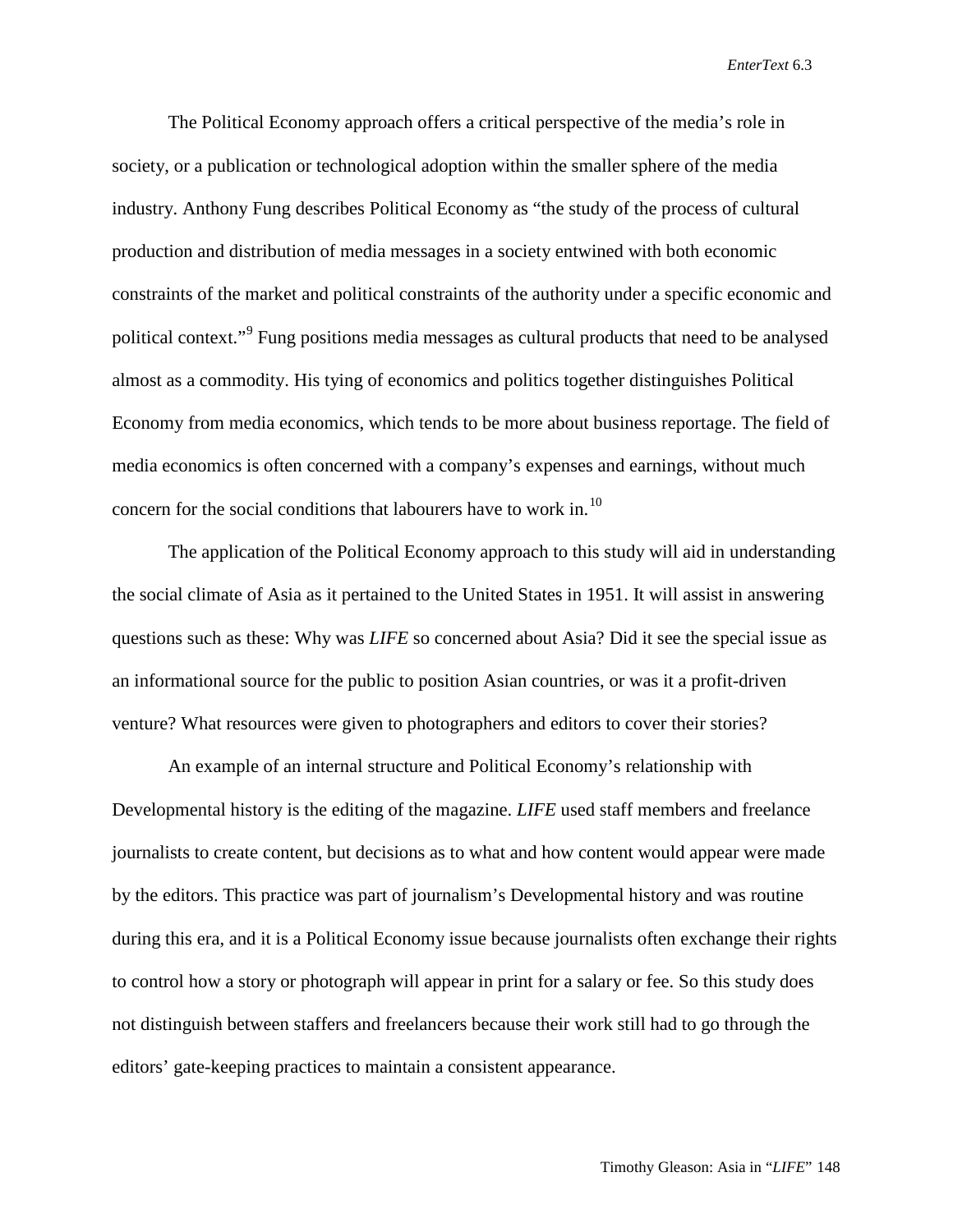The Political Economy approach offers a critical perspective of the media's role in society, or a publication or technological adoption within the smaller sphere of the media industry. Anthony Fung describes Political Economy as "the study of the process of cultural production and distribution of media messages in a society entwined with both economic constraints of the market and political constraints of the authority under a specific economic and political context."[9] Fung positions media messages as cultural products that need to be analysed almost as a commodity. His tying of economics and politics together distinguishes Political Economy from media economics, which tends to be more about business reportage. The field of media economics is often concerned with a company's expenses and earnings, without much concern for the social conditions that labourers have to work in.[10]

The application of the Political Economy approach to this study will aid in understanding the social climate of Asia as it pertained to the United States in 1951. It will assist in answering questions such as these: Why was *LIFE* so concerned about Asia? Did it see the special issue as an informational source for the public to position Asian countries, or was it a profit-driven venture? What resources were given to photographers and editors to cover their stories?

An example of an internal structure and Political Economy's relationship with Developmental history is the editing of the magazine. *LIFE* used staff members and freelance journalists to create content, but decisions as to what and how content would appear were made by the editors. This practice was part of journalism's Developmental history and was routine during this era, and it is a Political Economy issue because journalists often exchange their rights to control how a story or photograph will appear in print for a salary or fee. So this study does not distinguish between staffers and freelancers because their work still had to go through the editors' gate-keeping practices to maintain a consistent appearance.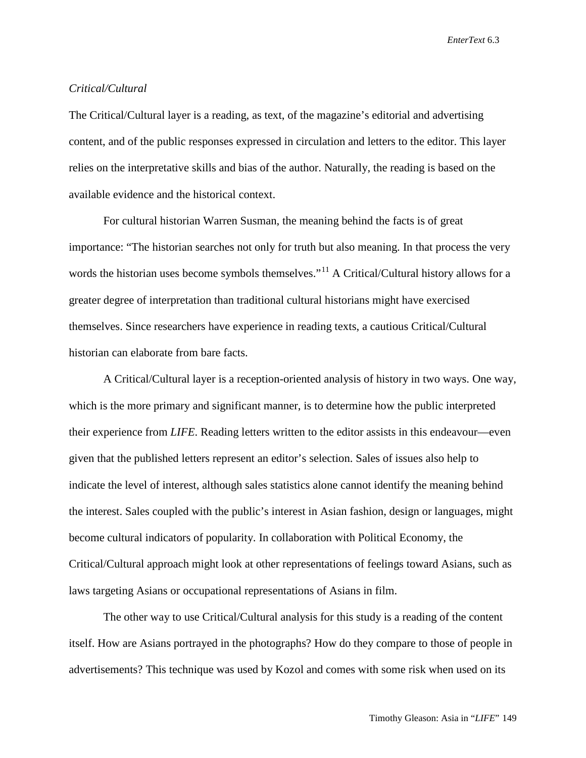*Critical/Cultural*

The Critical/Cultural layer is a reading, as text, of the magazine's editorial and advertising content, and of the public responses expressed in circulation and letters to the editor. This layer relies on the interpretative skills and bias of the author. Naturally, the reading is based on the available evidence and the historical context.

For cultural historian Warren Susman, the meaning behind the facts is of great importance: "The historian searches not only for truth but also meaning. In that process the very words the historian uses become symbols themselves."[11] A Critical/Cultural history allows for a greater degree of interpretation than traditional cultural historians might have exercised themselves. Since researchers have experience in reading texts, a cautious Critical/Cultural historian can elaborate from bare facts.

A Critical/Cultural layer is a reception-oriented analysis of history in two ways. One way, which is the more primary and significant manner, is to determine how the public interpreted their experience from *LIFE*. Reading letters written to the editor assists in this endeavour—even given that the published letters represent an editor's selection. Sales of issues also help to indicate the level of interest, although sales statistics alone cannot identify the meaning behind the interest. Sales coupled with the public's interest in Asian fashion, design or languages, might become cultural indicators of popularity. In collaboration with Political Economy, the Critical/Cultural approach might look at other representations of feelings toward Asians, such as laws targeting Asians or occupational representations of Asians in film.

The other way to use Critical/Cultural analysis for this study is a reading of the content itself. How are Asians portrayed in the photographs? How do they compare to those of people in advertisements? This technique was used by Kozol and comes with some risk when used on its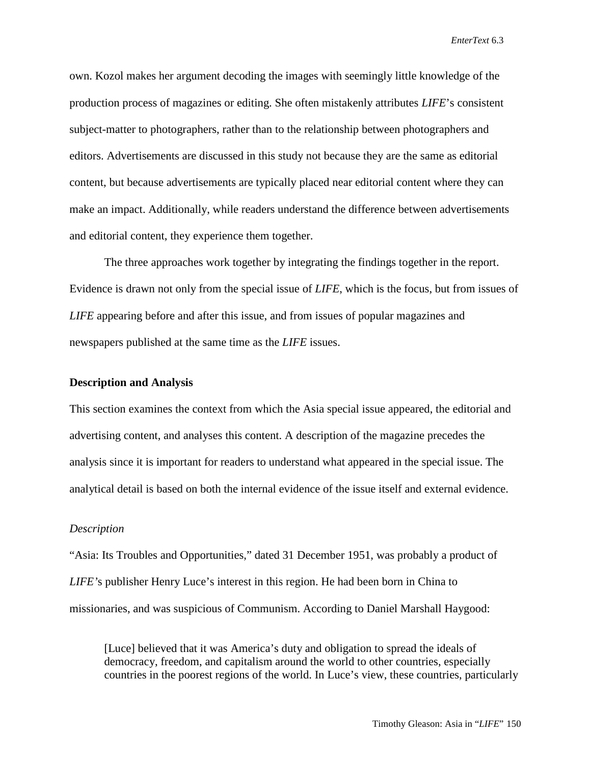own. Kozol makes her argument decoding the images with seemingly little knowledge of the production process of magazines or editing. She often mistakenly attributes *LIFE*'s consistent subject-matter to photographers, rather than to the relationship between photographers and editors. Advertisements are discussed in this study not because they are the same as editorial content, but because advertisements are typically placed near editorial content where they can make an impact. Additionally, while readers understand the difference between advertisements and editorial content, they experience them together.

The three approaches work together by integrating the findings together in the report. Evidence is drawn not only from the special issue of *LIFE*, which is the focus, but from issues of *LIFE* appearing before and after this issue, and from issues of popular magazines and newspapers published at the same time as the *LIFE* issues.

**Description and Analysis**

This section examines the context from which the Asia special issue appeared, the editorial and advertising content, and analyses this content. A description of the magazine precedes the analysis since it is important for readers to understand what appeared in the special issue. The analytical detail is based on both the internal evidence of the issue itself and external evidence.

*Description*

"Asia: Its Troubles and Opportunities," dated 31 December 1951, was probably a product of *LIFE's* publisher Henry Luce's interest in this region. He had been born in China to missionaries, and was suspicious of Communism. According to Daniel Marshall Haygood:

> [Luce] believed that it was America's duty and obligation to spread the ideals of democracy, freedom, and capitalism around the world to other countries, especially countries in the poorest regions of the world. In Luce's view, these countries, particularly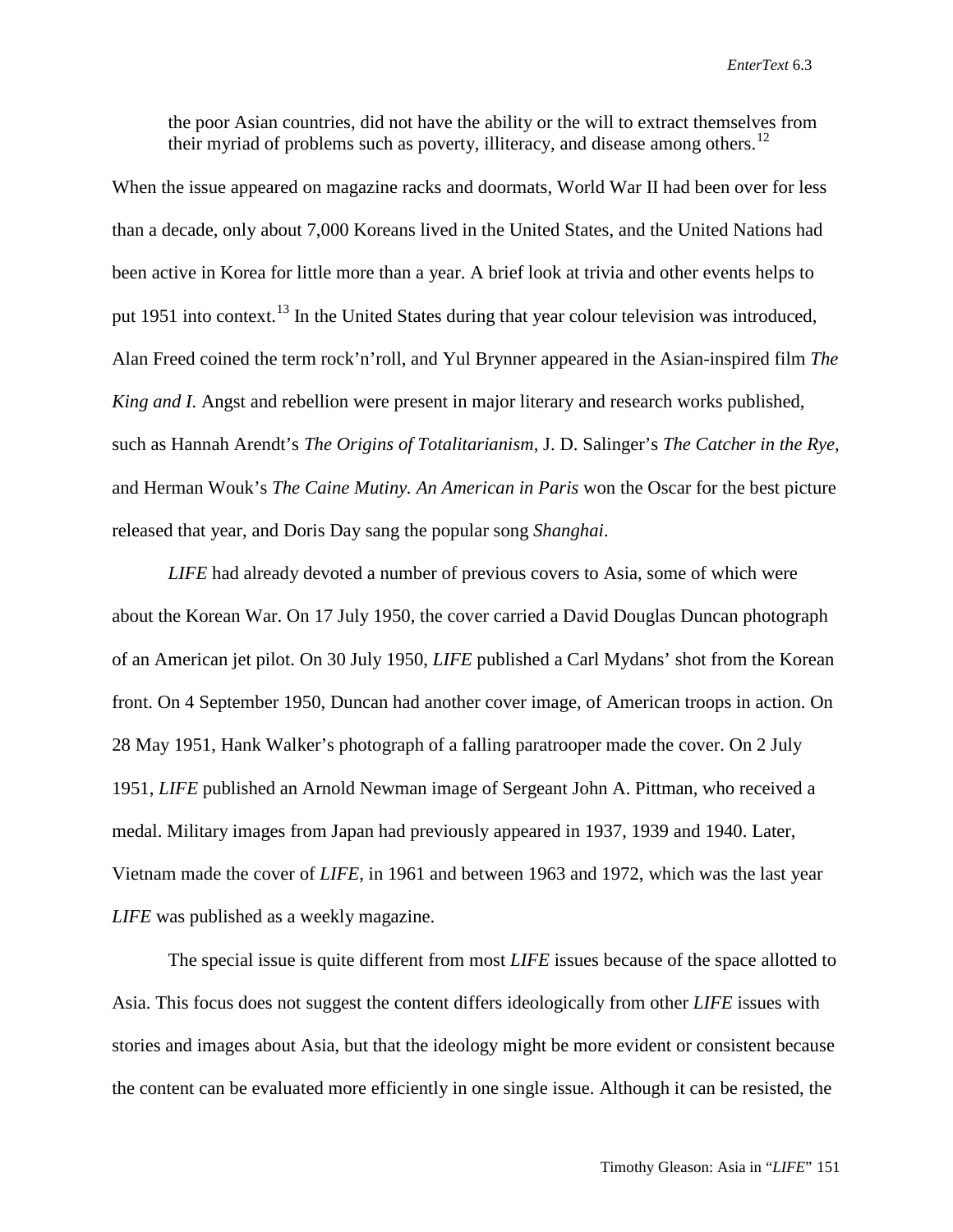> the poor Asian countries, did not have the ability or the will to extract themselves from their myriad of problems such as poverty, illiteracy, and disease among others.[12]

When the issue appeared on magazine racks and doormats, World War II had been over for less than a decade, only about 7,000 Koreans lived in the United States, and the United Nations had been active in Korea for little more than a year. A brief look at trivia and other events helps to put 1951 into context.[13] In the United States during that year colour television was introduced, Alan Freed coined the term rock'n'roll, and Yul Brynner appeared in the Asian-inspired film *The King and I*. Angst and rebellion were present in major literary and research works published, such as Hannah Arendt's *The Origins of Totalitarianism*, J. D. Salinger's *The Catcher in the Rye*, and Herman Wouk's *The Caine Mutiny*. *An American in Paris* won the Oscar for the best picture released that year, and Doris Day sang the popular song *Shanghai*.

*LIFE* had already devoted a number of previous covers to Asia, some of which were about the Korean War. On 17 July 1950, the cover carried a David Douglas Duncan photograph of an American jet pilot. On 30 July 1950, *LIFE* published a Carl Mydans' shot from the Korean front. On 4 September 1950, Duncan had another cover image, of American troops in action. On 28 May 1951, Hank Walker's photograph of a falling paratrooper made the cover. On 2 July 1951, *LIFE* published an Arnold Newman image of Sergeant John A. Pittman, who received a medal. Military images from Japan had previously appeared in 1937, 1939 and 1940. Later, Vietnam made the cover of *LIFE*, in 1961 and between 1963 and 1972, which was the last year *LIFE* was published as a weekly magazine.

The special issue is quite different from most *LIFE* issues because of the space allotted to Asia. This focus does not suggest the content differs ideologically from other *LIFE* issues with stories and images about Asia, but that the ideology might be more evident or consistent because the content can be evaluated more efficiently in one single issue. Although it can be resisted, the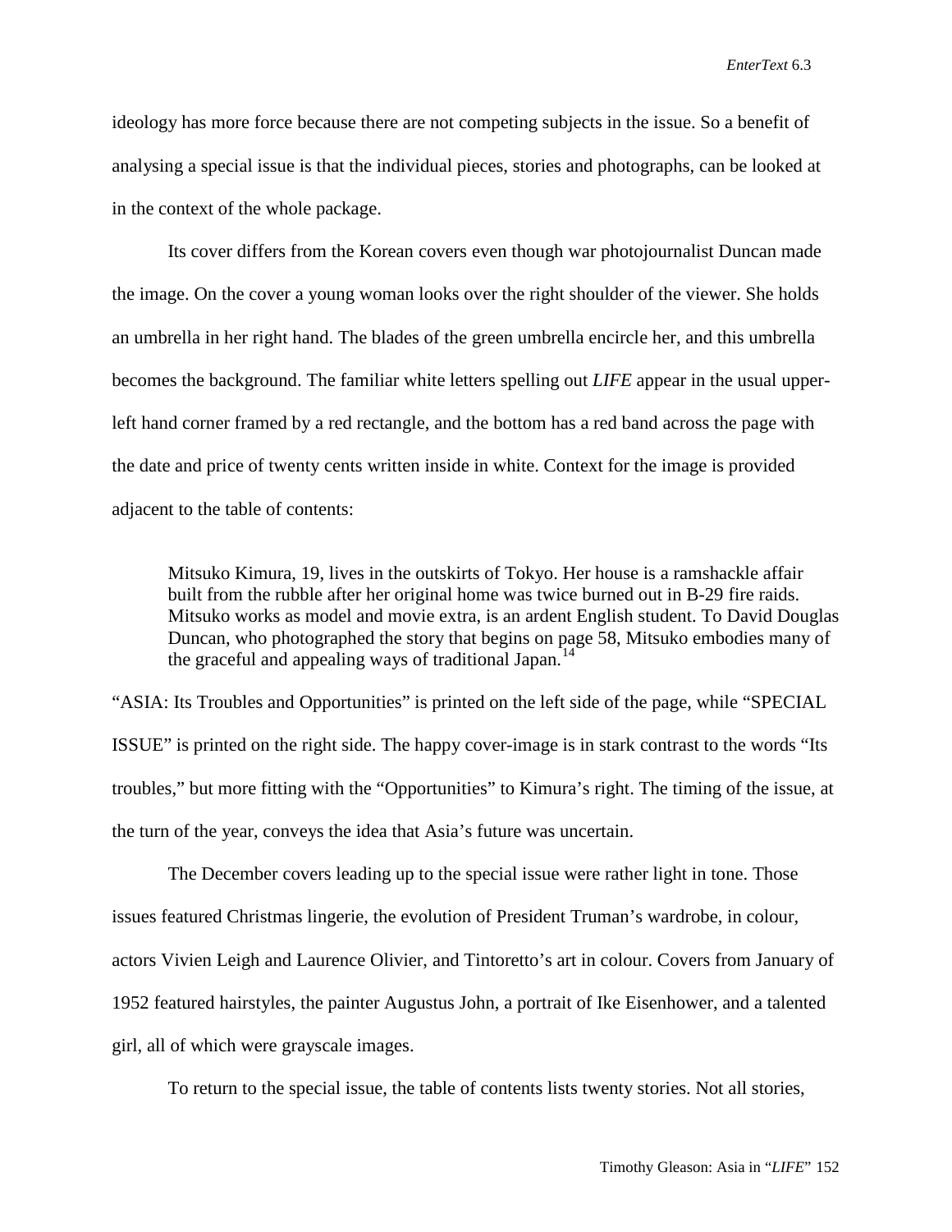ideology has more force because there are not competing subjects in the issue. So a benefit of analysing a special issue is that the individual pieces, stories and photographs, can be looked at in the context of the whole package.

Its cover differs from the Korean covers even though war photojournalist Duncan made the image. On the cover a young woman looks over the right shoulder of the viewer. She holds an umbrella in her right hand. The blades of the green umbrella encircle her, and this umbrella becomes the background. The familiar white letters spelling out *LIFE* appear in the usual upper-left hand corner framed by a red rectangle, and the bottom has a red band across the page with the date and price of twenty cents written inside in white. Context for the image is provided adjacent to the table of contents:

> Mitsuko Kimura, 19, lives in the outskirts of Tokyo. Her house is a ramshackle affair built from the rubble after her original home was twice burned out in B-29 fire raids. Mitsuko works as model and movie extra, is an ardent English student. To David Douglas Duncan, who photographed the story that begins on page 58, Mitsuko embodies many of the graceful and appealing ways of traditional Japan.[14]

"ASIA: Its Troubles and Opportunities" is printed on the left side of the page, while "SPECIAL ISSUE" is printed on the right side. The happy cover-image is in stark contrast to the words "Its troubles," but more fitting with the "Opportunities" to Kimura's right. The timing of the issue, at the turn of the year, conveys the idea that Asia's future was uncertain.

The December covers leading up to the special issue were rather light in tone. Those issues featured Christmas lingerie, the evolution of President Truman's wardrobe, in colour, actors Vivien Leigh and Laurence Olivier, and Tintoretto's art in colour. Covers from January of 1952 featured hairstyles, the painter Augustus John, a portrait of Ike Eisenhower, and a talented girl, all of which were grayscale images.

To return to the special issue, the table of contents lists twenty stories. Not all stories,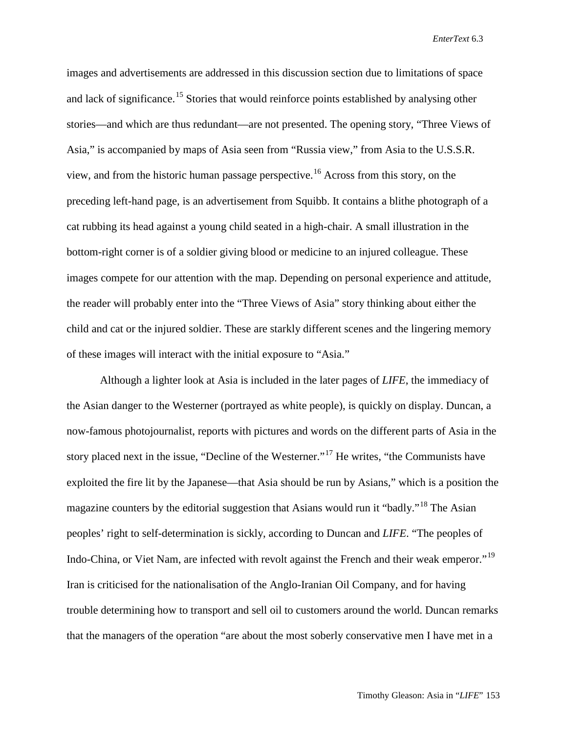images and advertisements are addressed in this discussion section due to limitations of space and lack of significance.[15] Stories that would reinforce points established by analysing other stories—and which are thus redundant—are not presented. The opening story, "Three Views of Asia," is accompanied by maps of Asia seen from "Russia view," from Asia to the U.S.S.R. view, and from the historic human passage perspective.[16] Across from this story, on the preceding left-hand page, is an advertisement from Squibb. It contains a blithe photograph of a cat rubbing its head against a young child seated in a high-chair. A small illustration in the bottom-right corner is of a soldier giving blood or medicine to an injured colleague. These images compete for our attention with the map. Depending on personal experience and attitude, the reader will probably enter into the "Three Views of Asia" story thinking about either the child and cat or the injured soldier. These are starkly different scenes and the lingering memory of these images will interact with the initial exposure to "Asia."

Although a lighter look at Asia is included in the later pages of *LIFE*, the immediacy of the Asian danger to the Westerner (portrayed as white people), is quickly on display. Duncan, a now-famous photojournalist, reports with pictures and words on the different parts of Asia in the story placed next in the issue, "Decline of the Westerner."[17] He writes, "the Communists have exploited the fire lit by the Japanese—that Asia should be run by Asians," which is a position the magazine counters by the editorial suggestion that Asians would run it "badly."[18] The Asian peoples' right to self-determination is sickly, according to Duncan and *LIFE*. "The peoples of Indo-China, or Viet Nam, are infected with revolt against the French and their weak emperor."[19] Iran is criticised for the nationalisation of the Anglo-Iranian Oil Company, and for having trouble determining how to transport and sell oil to customers around the world. Duncan remarks that the managers of the operation "are about the most soberly conservative men I have met in a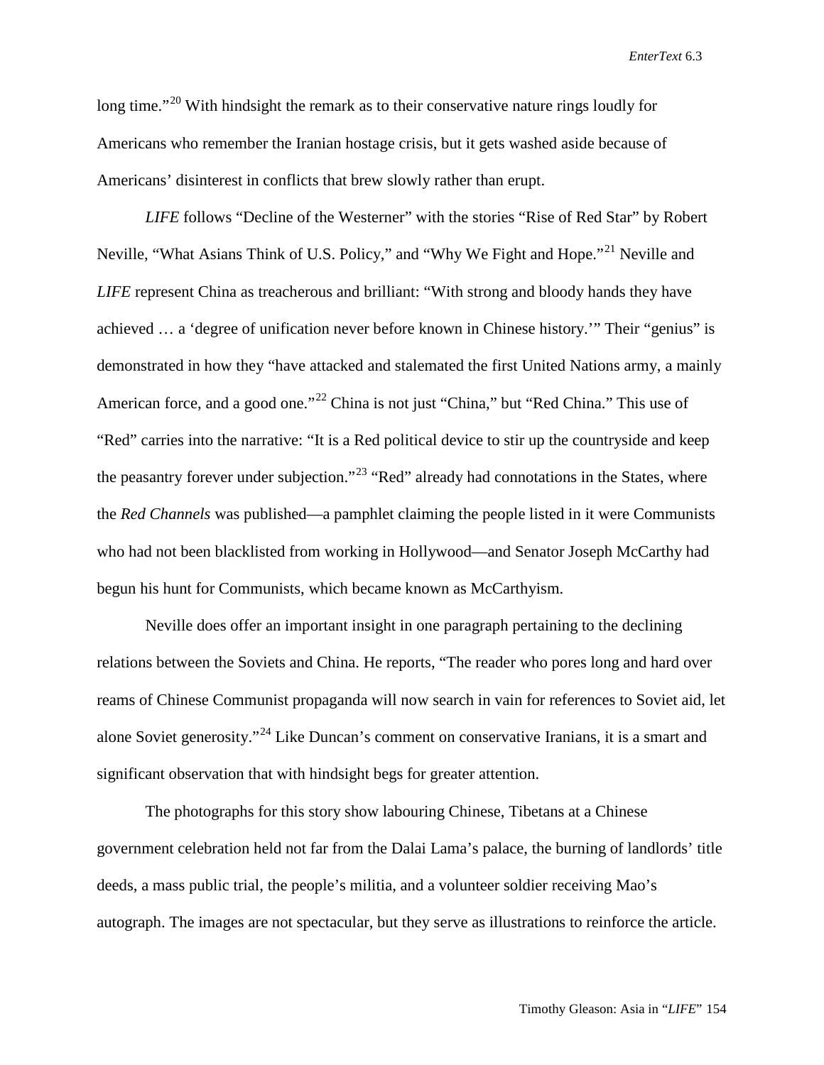long time."[20] With hindsight the remark as to their conservative nature rings loudly for Americans who remember the Iranian hostage crisis, but it gets washed aside because of Americans' disinterest in conflicts that brew slowly rather than erupt.

*LIFE* follows "Decline of the Westerner" with the stories "Rise of Red Star" by Robert Neville, "What Asians Think of U.S. Policy," and "Why We Fight and Hope."[21] Neville and *LIFE* represent China as treacherous and brilliant: "With strong and bloody hands they have achieved … a 'degree of unification never before known in Chinese history.'" Their "genius" is demonstrated in how they "have attacked and stalemated the first United Nations army, a mainly American force, and a good one."[22] China is not just "China," but "Red China." This use of "Red" carries into the narrative: "It is a Red political device to stir up the countryside and keep the peasantry forever under subjection."[23] "Red" already had connotations in the States, where the *Red Channels* was published—a pamphlet claiming the people listed in it were Communists who had not been blacklisted from working in Hollywood—and Senator Joseph McCarthy had begun his hunt for Communists, which became known as McCarthyism.

Neville does offer an important insight in one paragraph pertaining to the declining relations between the Soviets and China. He reports, "The reader who pores long and hard over reams of Chinese Communist propaganda will now search in vain for references to Soviet aid, let alone Soviet generosity."[24] Like Duncan's comment on conservative Iranians, it is a smart and significant observation that with hindsight begs for greater attention.

The photographs for this story show labouring Chinese, Tibetans at a Chinese government celebration held not far from the Dalai Lama's palace, the burning of landlords' title deeds, a mass public trial, the people's militia, and a volunteer soldier receiving Mao's autograph. The images are not spectacular, but they serve as illustrations to reinforce the article.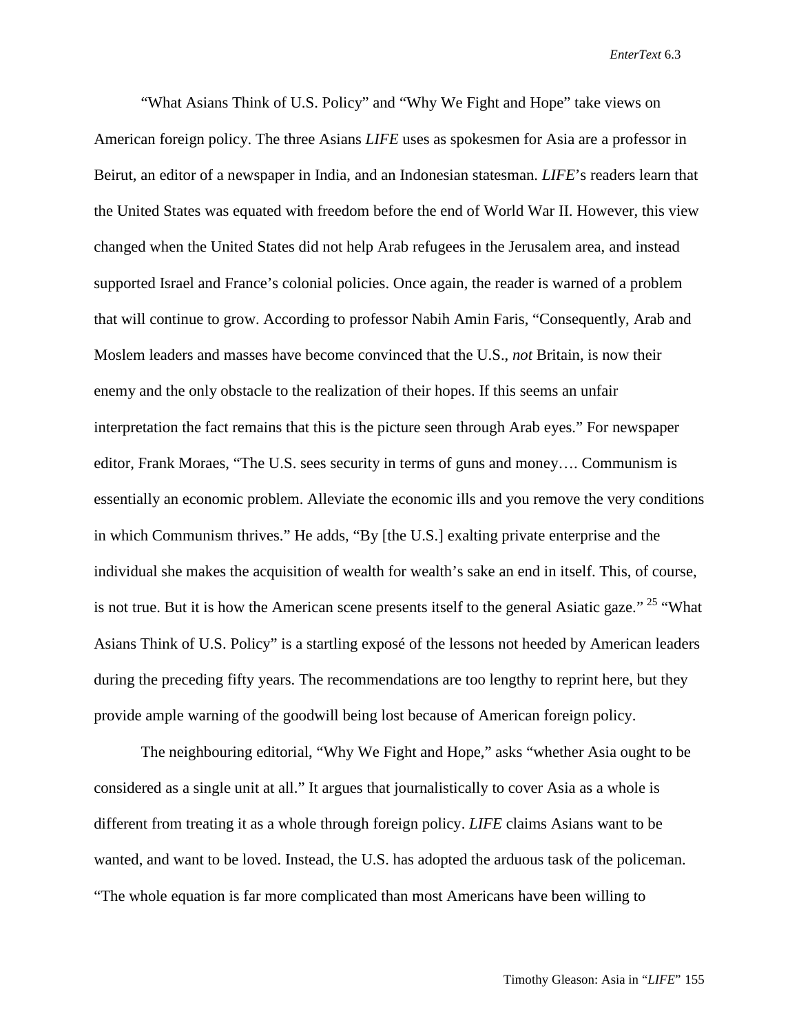“What Asians Think of U.S. Policy” and “Why We Fight and Hope” take views on American foreign policy. The three Asians *LIFE* uses as spokesmen for Asia are a professor in Beirut, an editor of a newspaper in India, and an Indonesian statesman. *LIFE*’s readers learn that the United States was equated with freedom before the end of World War II. However, this view changed when the United States did not help Arab refugees in the Jerusalem area, and instead supported Israel and France’s colonial policies. Once again, the reader is warned of a problem that will continue to grow. According to professor Nabih Amin Faris, “Consequently, Arab and Moslem leaders and masses have become convinced that the U.S., *not* Britain, is now their enemy and the only obstacle to the realization of their hopes. If this seems an unfair interpretation the fact remains that this is the picture seen through Arab eyes.” For newspaper editor, Frank Moraes, “The U.S. sees security in terms of guns and money…. Communism is essentially an economic problem. Alleviate the economic ills and you remove the very conditions in which Communism thrives.” He adds, “By [the U.S.] exalting private enterprise and the individual she makes the acquisition of wealth for wealth’s sake an end in itself. This, of course, is not true. But it is how the American scene presents itself to the general Asiatic gaze.” [25] “What Asians Think of U.S. Policy” is a startling exposé of the lessons not heeded by American leaders during the preceding fifty years. The recommendations are too lengthy to reprint here, but they provide ample warning of the goodwill being lost because of American foreign policy.

The neighbouring editorial, “Why We Fight and Hope,” asks “whether Asia ought to be considered as a single unit at all.” It argues that journalistically to cover Asia as a whole is different from treating it as a whole through foreign policy. *LIFE* claims Asians want to be wanted, and want to be loved. Instead, the U.S. has adopted the arduous task of the policeman. “The whole equation is far more complicated than most Americans have been willing to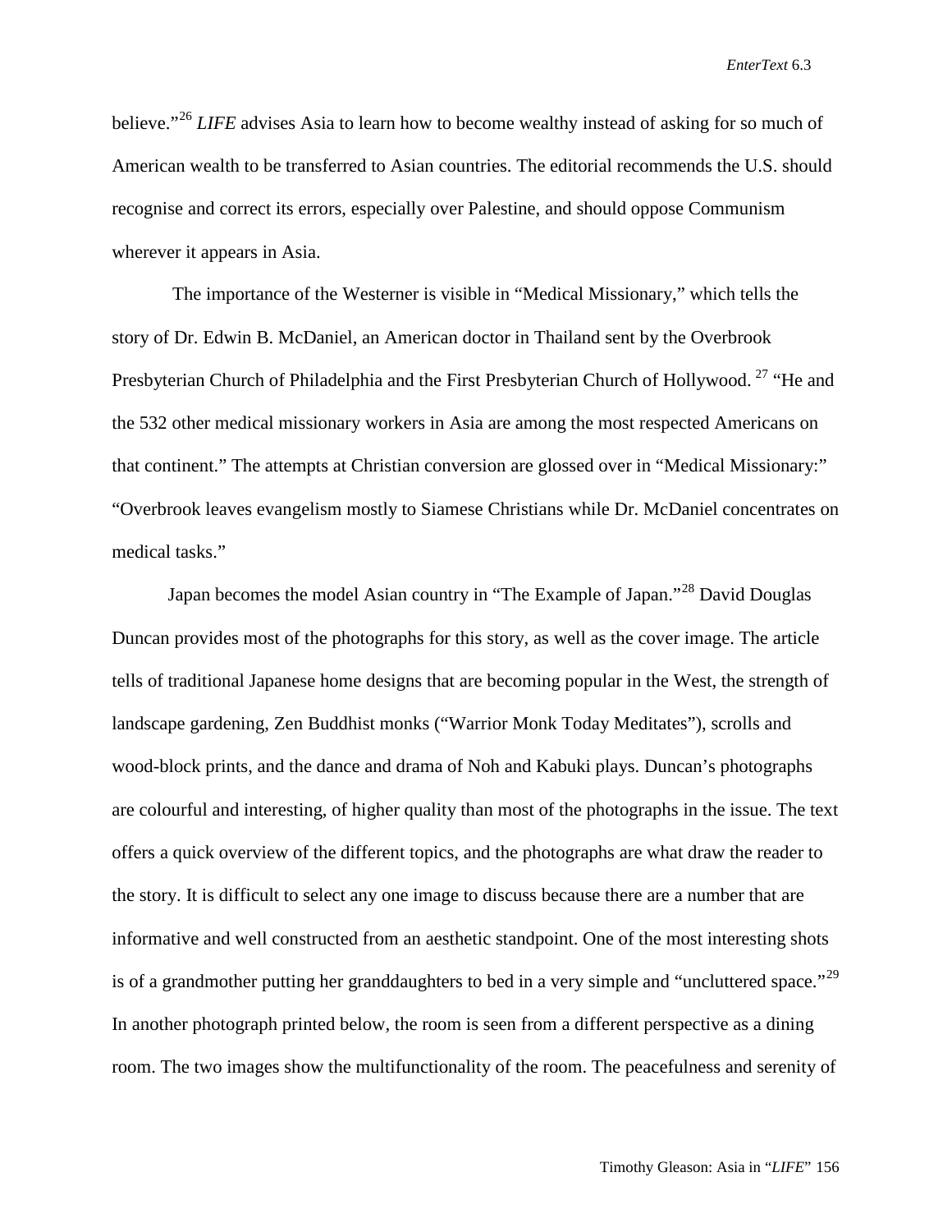believe."[26] *LIFE* advises Asia to learn how to become wealthy instead of asking for so much of American wealth to be transferred to Asian countries. The editorial recommends the U.S. should recognise and correct its errors, especially over Palestine, and should oppose Communism wherever it appears in Asia.

The importance of the Westerner is visible in "Medical Missionary," which tells the story of Dr. Edwin B. McDaniel, an American doctor in Thailand sent by the Overbrook Presbyterian Church of Philadelphia and the First Presbyterian Church of Hollywood.[27] "He and the 532 other medical missionary workers in Asia are among the most respected Americans on that continent." The attempts at Christian conversion are glossed over in "Medical Missionary:" "Overbrook leaves evangelism mostly to Siamese Christians while Dr. McDaniel concentrates on medical tasks."

Japan becomes the model Asian country in "The Example of Japan."[28] David Douglas Duncan provides most of the photographs for this story, as well as the cover image. The article tells of traditional Japanese home designs that are becoming popular in the West, the strength of landscape gardening, Zen Buddhist monks ("Warrior Monk Today Meditates"), scrolls and wood-block prints, and the dance and drama of Noh and Kabuki plays. Duncan's photographs are colourful and interesting, of higher quality than most of the photographs in the issue. The text offers a quick overview of the different topics, and the photographs are what draw the reader to the story. It is difficult to select any one image to discuss because there are a number that are informative and well constructed from an aesthetic standpoint. One of the most interesting shots is of a grandmother putting her granddaughters to bed in a very simple and "uncluttered space."[29] In another photograph printed below, the room is seen from a different perspective as a dining room. The two images show the multifunctionality of the room. The peacefulness and serenity of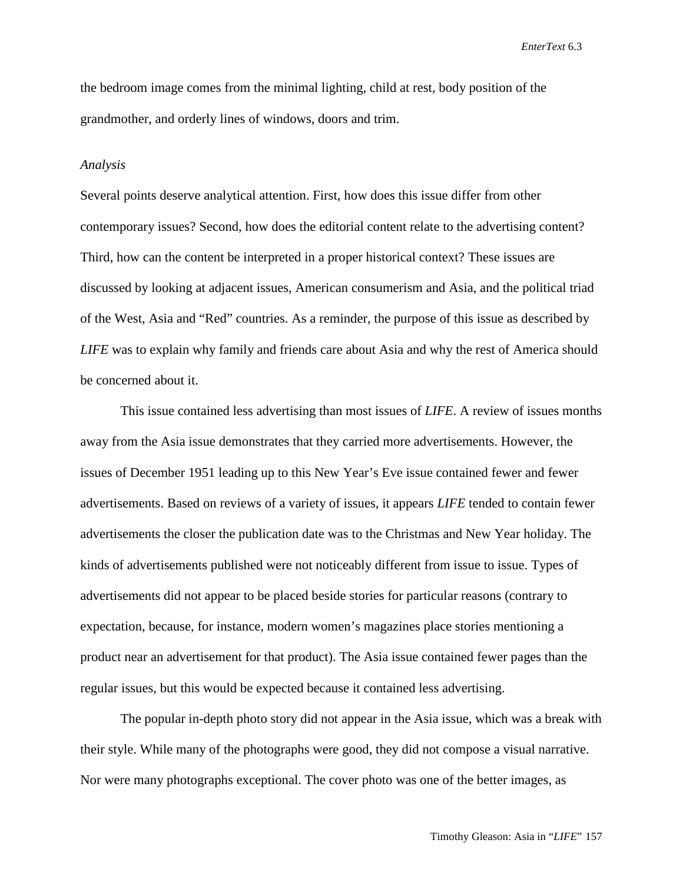the bedroom image comes from the minimal lighting, child at rest, body position of the grandmother, and orderly lines of windows, doors and trim.

*Analysis*

Several points deserve analytical attention. First, how does this issue differ from other contemporary issues? Second, how does the editorial content relate to the advertising content? Third, how can the content be interpreted in a proper historical context? These issues are discussed by looking at adjacent issues, American consumerism and Asia, and the political triad of the West, Asia and "Red" countries. As a reminder, the purpose of this issue as described by *LIFE* was to explain why family and friends care about Asia and why the rest of America should be concerned about it.

This issue contained less advertising than most issues of *LIFE*. A review of issues months away from the Asia issue demonstrates that they carried more advertisements. However, the issues of December 1951 leading up to this New Year's Eve issue contained fewer and fewer advertisements. Based on reviews of a variety of issues, it appears *LIFE* tended to contain fewer advertisements the closer the publication date was to the Christmas and New Year holiday. The kinds of advertisements published were not noticeably different from issue to issue. Types of advertisements did not appear to be placed beside stories for particular reasons (contrary to expectation, because, for instance, modern women's magazines place stories mentioning a product near an advertisement for that product). The Asia issue contained fewer pages than the regular issues, but this would be expected because it contained less advertising.

The popular in-depth photo story did not appear in the Asia issue, which was a break with their style. While many of the photographs were good, they did not compose a visual narrative. Nor were many photographs exceptional. The cover photo was one of the better images, as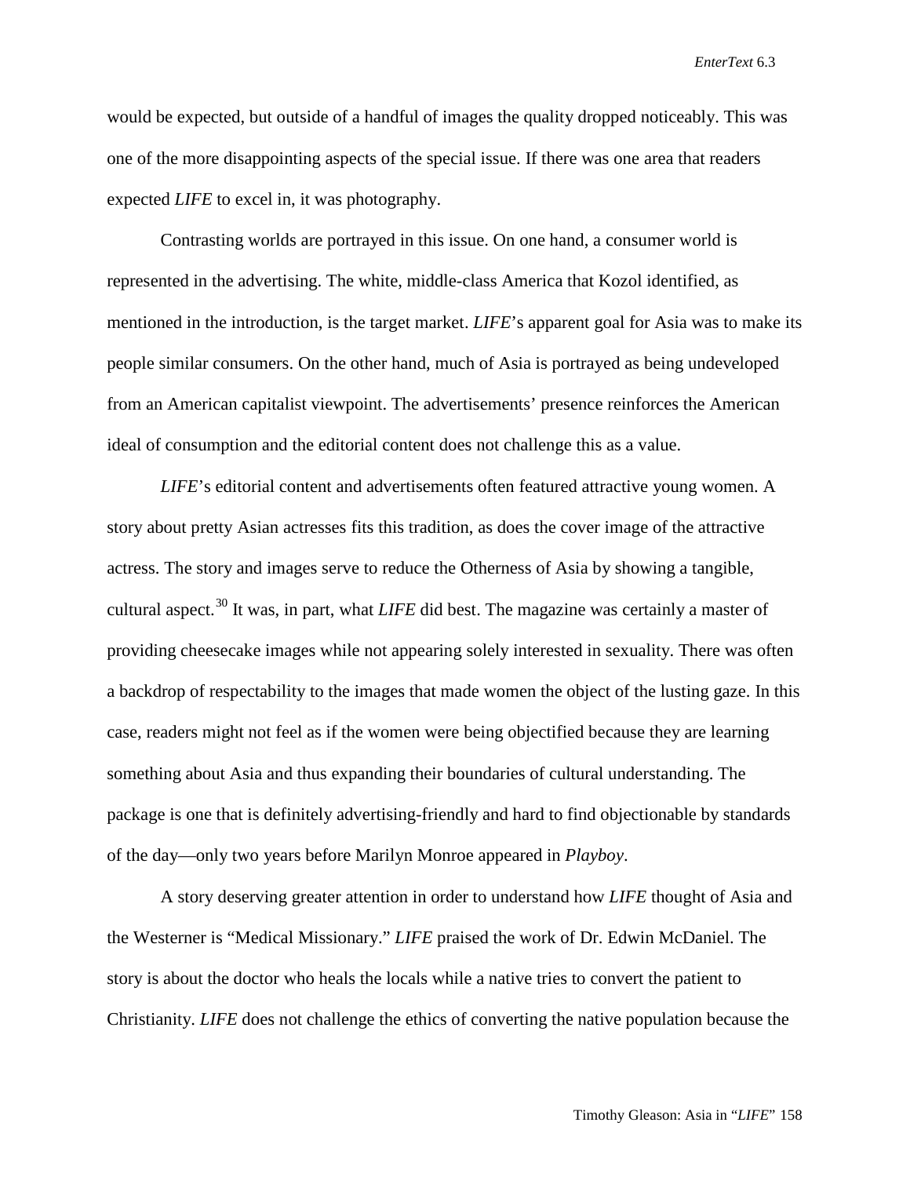would be expected, but outside of a handful of images the quality dropped noticeably. This was one of the more disappointing aspects of the special issue. If there was one area that readers expected *LIFE* to excel in, it was photography.

Contrasting worlds are portrayed in this issue. On one hand, a consumer world is represented in the advertising. The white, middle-class America that Kozol identified, as mentioned in the introduction, is the target market. *LIFE*'s apparent goal for Asia was to make its people similar consumers. On the other hand, much of Asia is portrayed as being undeveloped from an American capitalist viewpoint. The advertisements' presence reinforces the American ideal of consumption and the editorial content does not challenge this as a value.

*LIFE*'s editorial content and advertisements often featured attractive young women. A story about pretty Asian actresses fits this tradition, as does the cover image of the attractive actress. The story and images serve to reduce the Otherness of Asia by showing a tangible, cultural aspect.[30] It was, in part, what *LIFE* did best. The magazine was certainly a master of providing cheesecake images while not appearing solely interested in sexuality. There was often a backdrop of respectability to the images that made women the object of the lusting gaze. In this case, readers might not feel as if the women were being objectified because they are learning something about Asia and thus expanding their boundaries of cultural understanding. The package is one that is definitely advertising-friendly and hard to find objectionable by standards of the day—only two years before Marilyn Monroe appeared in *Playboy*.

A story deserving greater attention in order to understand how *LIFE* thought of Asia and the Westerner is "Medical Missionary." *LIFE* praised the work of Dr. Edwin McDaniel. The story is about the doctor who heals the locals while a native tries to convert the patient to Christianity. *LIFE* does not challenge the ethics of converting the native population because the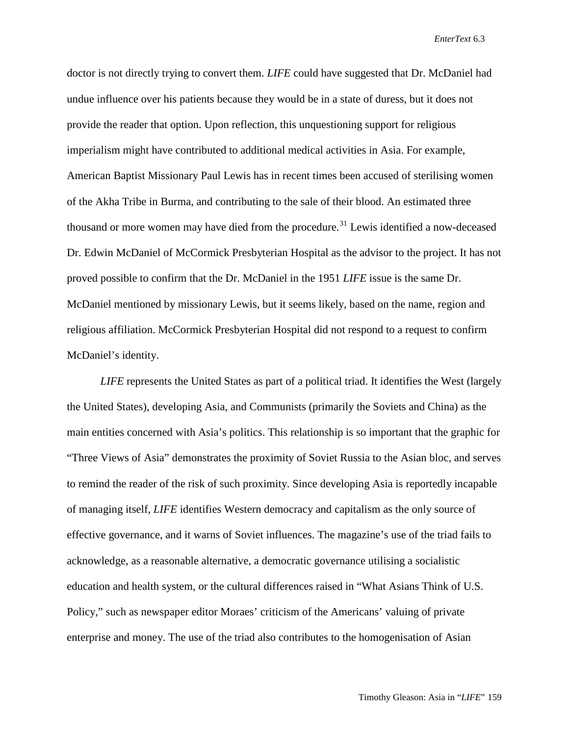doctor is not directly trying to convert them. *LIFE* could have suggested that Dr. McDaniel had undue influence over his patients because they would be in a state of duress, but it does not provide the reader that option. Upon reflection, this unquestioning support for religious imperialism might have contributed to additional medical activities in Asia. For example, American Baptist Missionary Paul Lewis has in recent times been accused of sterilising women of the Akha Tribe in Burma, and contributing to the sale of their blood. An estimated three thousand or more women may have died from the procedure.[31] Lewis identified a now-deceased Dr. Edwin McDaniel of McCormick Presbyterian Hospital as the advisor to the project. It has not proved possible to confirm that the Dr. McDaniel in the 1951 *LIFE* issue is the same Dr. McDaniel mentioned by missionary Lewis, but it seems likely, based on the name, region and religious affiliation. McCormick Presbyterian Hospital did not respond to a request to confirm McDaniel's identity.

*LIFE* represents the United States as part of a political triad. It identifies the West (largely the United States), developing Asia, and Communists (primarily the Soviets and China) as the main entities concerned with Asia's politics. This relationship is so important that the graphic for "Three Views of Asia" demonstrates the proximity of Soviet Russia to the Asian bloc, and serves to remind the reader of the risk of such proximity. Since developing Asia is reportedly incapable of managing itself, *LIFE* identifies Western democracy and capitalism as the only source of effective governance, and it warns of Soviet influences. The magazine's use of the triad fails to acknowledge, as a reasonable alternative, a democratic governance utilising a socialistic education and health system, or the cultural differences raised in "What Asians Think of U.S. Policy," such as newspaper editor Moraes' criticism of the Americans' valuing of private enterprise and money. The use of the triad also contributes to the homogenisation of Asian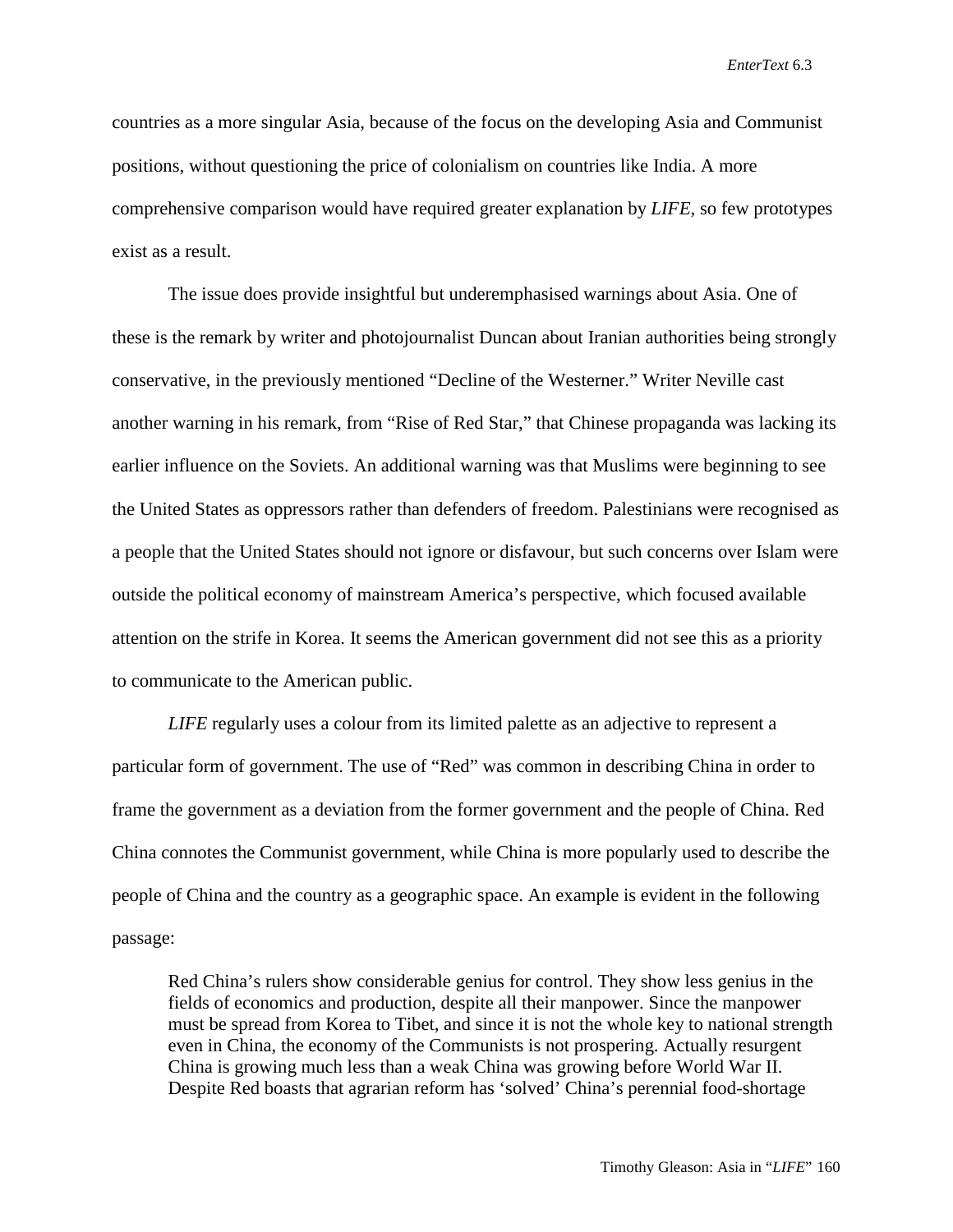countries as a more singular Asia, because of the focus on the developing Asia and Communist positions, without questioning the price of colonialism on countries like India. A more comprehensive comparison would have required greater explanation by *LIFE*, so few prototypes exist as a result.

The issue does provide insightful but underemphasised warnings about Asia. One of these is the remark by writer and photojournalist Duncan about Iranian authorities being strongly conservative, in the previously mentioned "Decline of the Westerner." Writer Neville cast another warning in his remark, from "Rise of Red Star," that Chinese propaganda was lacking its earlier influence on the Soviets. An additional warning was that Muslims were beginning to see the United States as oppressors rather than defenders of freedom. Palestinians were recognised as a people that the United States should not ignore or disfavour, but such concerns over Islam were outside the political economy of mainstream America's perspective, which focused available attention on the strife in Korea. It seems the American government did not see this as a priority to communicate to the American public.

*LIFE* regularly uses a colour from its limited palette as an adjective to represent a particular form of government. The use of "Red" was common in describing China in order to frame the government as a deviation from the former government and the people of China. Red China connotes the Communist government, while China is more popularly used to describe the people of China and the country as a geographic space. An example is evident in the following passage:

> Red China's rulers show considerable genius for control. They show less genius in the fields of economics and production, despite all their manpower. Since the manpower must be spread from Korea to Tibet, and since it is not the whole key to national strength even in China, the economy of the Communists is not prospering. Actually resurgent China is growing much less than a weak China was growing before World War II. Despite Red boasts that agrarian reform has 'solved' China's perennial food-shortage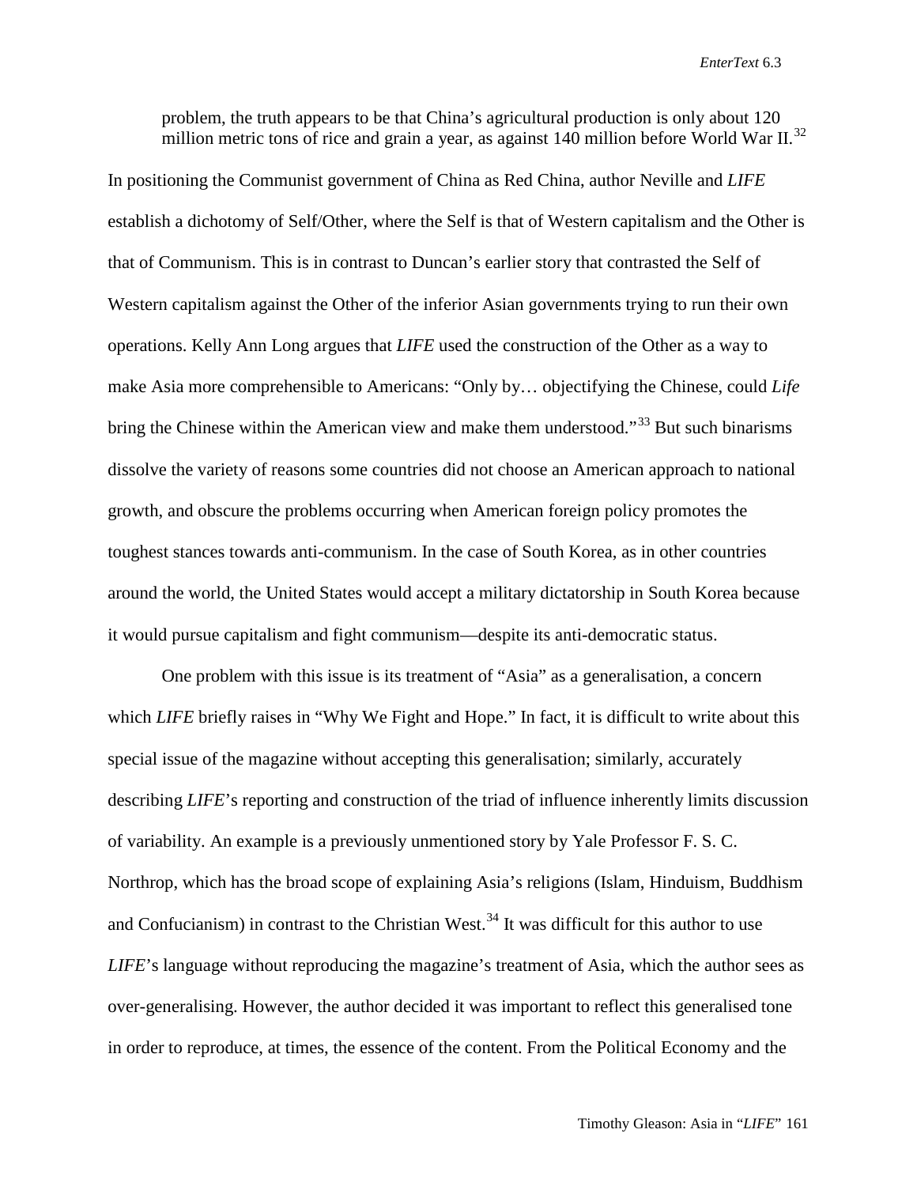> problem, the truth appears to be that China's agricultural production is only about 120 million metric tons of rice and grain a year, as against 140 million before World War II.[32]

In positioning the Communist government of China as Red China, author Neville and *LIFE* establish a dichotomy of Self/Other, where the Self is that of Western capitalism and the Other is that of Communism. This is in contrast to Duncan's earlier story that contrasted the Self of Western capitalism against the Other of the inferior Asian governments trying to run their own operations. Kelly Ann Long argues that *LIFE* used the construction of the Other as a way to make Asia more comprehensible to Americans: "Only by… objectifying the Chinese, could *Life* bring the Chinese within the American view and make them understood."[33] But such binarisms dissolve the variety of reasons some countries did not choose an American approach to national growth, and obscure the problems occurring when American foreign policy promotes the toughest stances towards anti-communism. In the case of South Korea, as in other countries around the world, the United States would accept a military dictatorship in South Korea because it would pursue capitalism and fight communism—despite its anti-democratic status.

One problem with this issue is its treatment of "Asia" as a generalisation, a concern which *LIFE* briefly raises in "Why We Fight and Hope." In fact, it is difficult to write about this special issue of the magazine without accepting this generalisation; similarly, accurately describing *LIFE*'s reporting and construction of the triad of influence inherently limits discussion of variability. An example is a previously unmentioned story by Yale Professor F. S. C. Northrop, which has the broad scope of explaining Asia's religions (Islam, Hinduism, Buddhism and Confucianism) in contrast to the Christian West.[34] It was difficult for this author to use *LIFE*'s language without reproducing the magazine's treatment of Asia, which the author sees as over-generalising. However, the author decided it was important to reflect this generalised tone in order to reproduce, at times, the essence of the content. From the Political Economy and the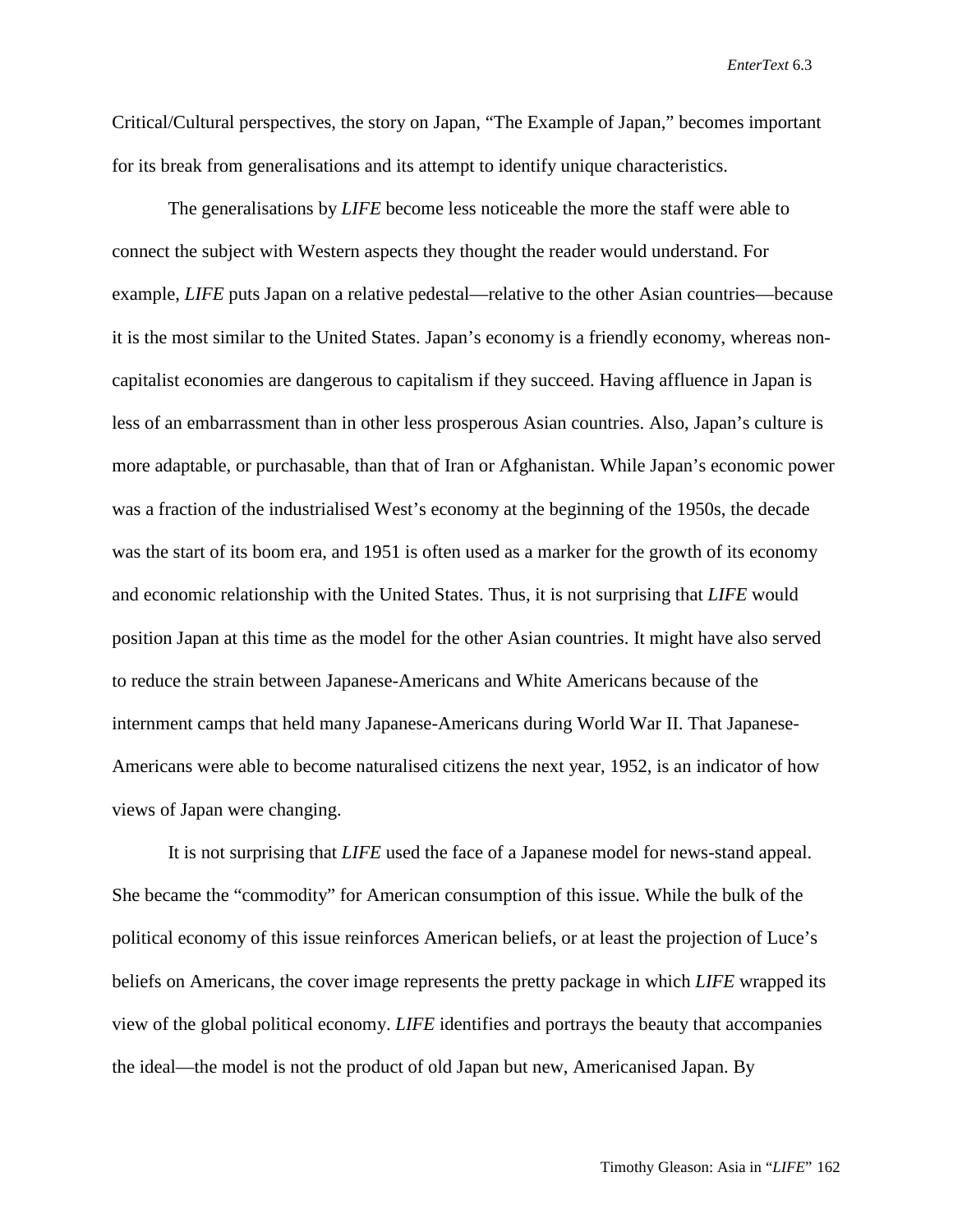Critical/Cultural perspectives, the story on Japan, "The Example of Japan," becomes important for its break from generalisations and its attempt to identify unique characteristics.

The generalisations by *LIFE* become less noticeable the more the staff were able to connect the subject with Western aspects they thought the reader would understand. For example, *LIFE* puts Japan on a relative pedestal—relative to the other Asian countries—because it is the most similar to the United States. Japan's economy is a friendly economy, whereas non-capitalist economies are dangerous to capitalism if they succeed. Having affluence in Japan is less of an embarrassment than in other less prosperous Asian countries. Also, Japan's culture is more adaptable, or purchasable, than that of Iran or Afghanistan. While Japan's economic power was a fraction of the industrialised West's economy at the beginning of the 1950s, the decade was the start of its boom era, and 1951 is often used as a marker for the growth of its economy and economic relationship with the United States. Thus, it is not surprising that *LIFE* would position Japan at this time as the model for the other Asian countries. It might have also served to reduce the strain between Japanese-Americans and White Americans because of the internment camps that held many Japanese-Americans during World War II. That Japanese-Americans were able to become naturalised citizens the next year, 1952, is an indicator of how views of Japan were changing.

It is not surprising that *LIFE* used the face of a Japanese model for news-stand appeal. She became the "commodity" for American consumption of this issue. While the bulk of the political economy of this issue reinforces American beliefs, or at least the projection of Luce's beliefs on Americans, the cover image represents the pretty package in which *LIFE* wrapped its view of the global political economy. *LIFE* identifies and portrays the beauty that accompanies the ideal—the model is not the product of old Japan but new, Americanised Japan. By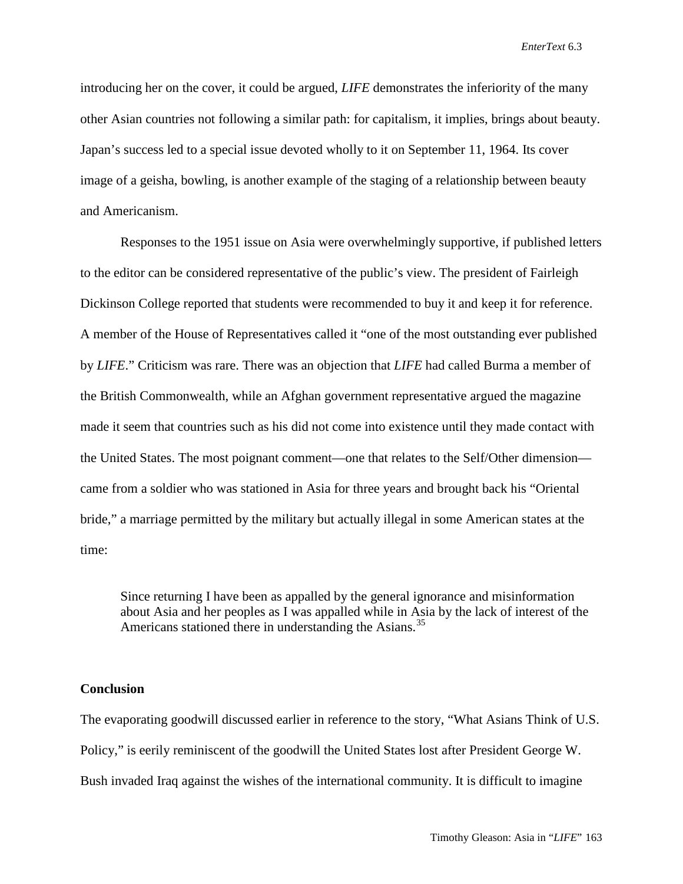introducing her on the cover, it could be argued, *LIFE* demonstrates the inferiority of the many other Asian countries not following a similar path: for capitalism, it implies, brings about beauty. Japan's success led to a special issue devoted wholly to it on September 11, 1964. Its cover image of a geisha, bowling, is another example of the staging of a relationship between beauty and Americanism.

Responses to the 1951 issue on Asia were overwhelmingly supportive, if published letters to the editor can be considered representative of the public's view. The president of Fairleigh Dickinson College reported that students were recommended to buy it and keep it for reference. A member of the House of Representatives called it "one of the most outstanding ever published by *LIFE*." Criticism was rare. There was an objection that *LIFE* had called Burma a member of the British Commonwealth, while an Afghan government representative argued the magazine made it seem that countries such as his did not come into existence until they made contact with the United States. The most poignant comment—one that relates to the Self/Other dimension—came from a soldier who was stationed in Asia for three years and brought back his "Oriental bride," a marriage permitted by the military but actually illegal in some American states at the time:

> Since returning I have been as appalled by the general ignorance and misinformation about Asia and her peoples as I was appalled while in Asia by the lack of interest of the Americans stationed there in understanding the Asians.[35]

**Conclusion**

The evaporating goodwill discussed earlier in reference to the story, "What Asians Think of U.S. Policy," is eerily reminiscent of the goodwill the United States lost after President George W. Bush invaded Iraq against the wishes of the international community. It is difficult to imagine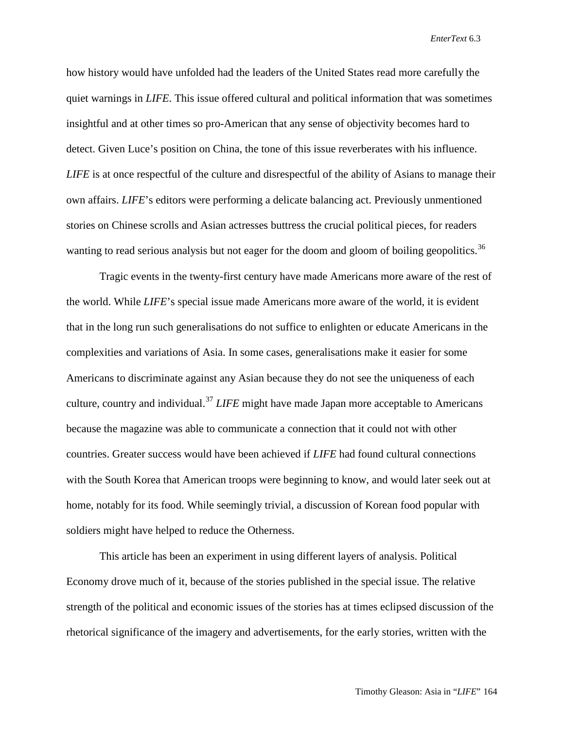how history would have unfolded had the leaders of the United States read more carefully the quiet warnings in *LIFE*. This issue offered cultural and political information that was sometimes insightful and at other times so pro-American that any sense of objectivity becomes hard to detect. Given Luce's position on China, the tone of this issue reverberates with his influence. *LIFE* is at once respectful of the culture and disrespectful of the ability of Asians to manage their own affairs. *LIFE*'s editors were performing a delicate balancing act. Previously unmentioned stories on Chinese scrolls and Asian actresses buttress the crucial political pieces, for readers wanting to read serious analysis but not eager for the doom and gloom of boiling geopolitics.[36]

Tragic events in the twenty-first century have made Americans more aware of the rest of the world. While *LIFE*'s special issue made Americans more aware of the world, it is evident that in the long run such generalisations do not suffice to enlighten or educate Americans in the complexities and variations of Asia. In some cases, generalisations make it easier for some Americans to discriminate against any Asian because they do not see the uniqueness of each culture, country and individual.[37] *LIFE* might have made Japan more acceptable to Americans because the magazine was able to communicate a connection that it could not with other countries. Greater success would have been achieved if *LIFE* had found cultural connections with the South Korea that American troops were beginning to know, and would later seek out at home, notably for its food. While seemingly trivial, a discussion of Korean food popular with soldiers might have helped to reduce the Otherness.

This article has been an experiment in using different layers of analysis. Political Economy drove much of it, because of the stories published in the special issue. The relative strength of the political and economic issues of the stories has at times eclipsed discussion of the rhetorical significance of the imagery and advertisements, for the early stories, written with the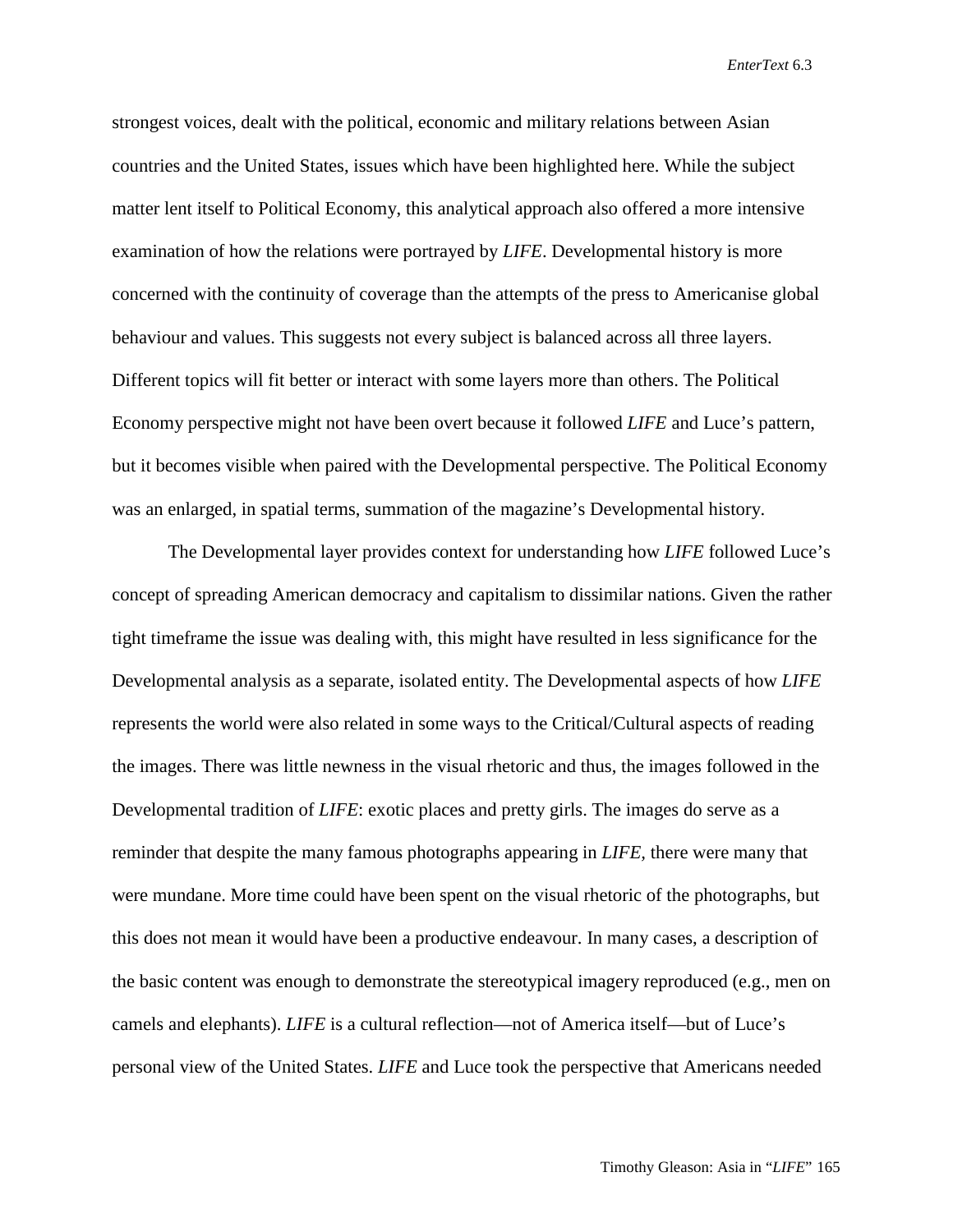strongest voices, dealt with the political, economic and military relations between Asian countries and the United States, issues which have been highlighted here. While the subject matter lent itself to Political Economy, this analytical approach also offered a more intensive examination of how the relations were portrayed by *LIFE*. Developmental history is more concerned with the continuity of coverage than the attempts of the press to Americanise global behaviour and values. This suggests not every subject is balanced across all three layers. Different topics will fit better or interact with some layers more than others. The Political Economy perspective might not have been overt because it followed *LIFE* and Luce's pattern, but it becomes visible when paired with the Developmental perspective. The Political Economy was an enlarged, in spatial terms, summation of the magazine's Developmental history.

The Developmental layer provides context for understanding how *LIFE* followed Luce's concept of spreading American democracy and capitalism to dissimilar nations. Given the rather tight timeframe the issue was dealing with, this might have resulted in less significance for the Developmental analysis as a separate, isolated entity. The Developmental aspects of how *LIFE* represents the world were also related in some ways to the Critical/Cultural aspects of reading the images. There was little newness in the visual rhetoric and thus, the images followed in the Developmental tradition of *LIFE*: exotic places and pretty girls. The images do serve as a reminder that despite the many famous photographs appearing in *LIFE*, there were many that were mundane. More time could have been spent on the visual rhetoric of the photographs, but this does not mean it would have been a productive endeavour. In many cases, a description of the basic content was enough to demonstrate the stereotypical imagery reproduced (e.g., men on camels and elephants). *LIFE* is a cultural reflection—not of America itself—but of Luce's personal view of the United States. *LIFE* and Luce took the perspective that Americans needed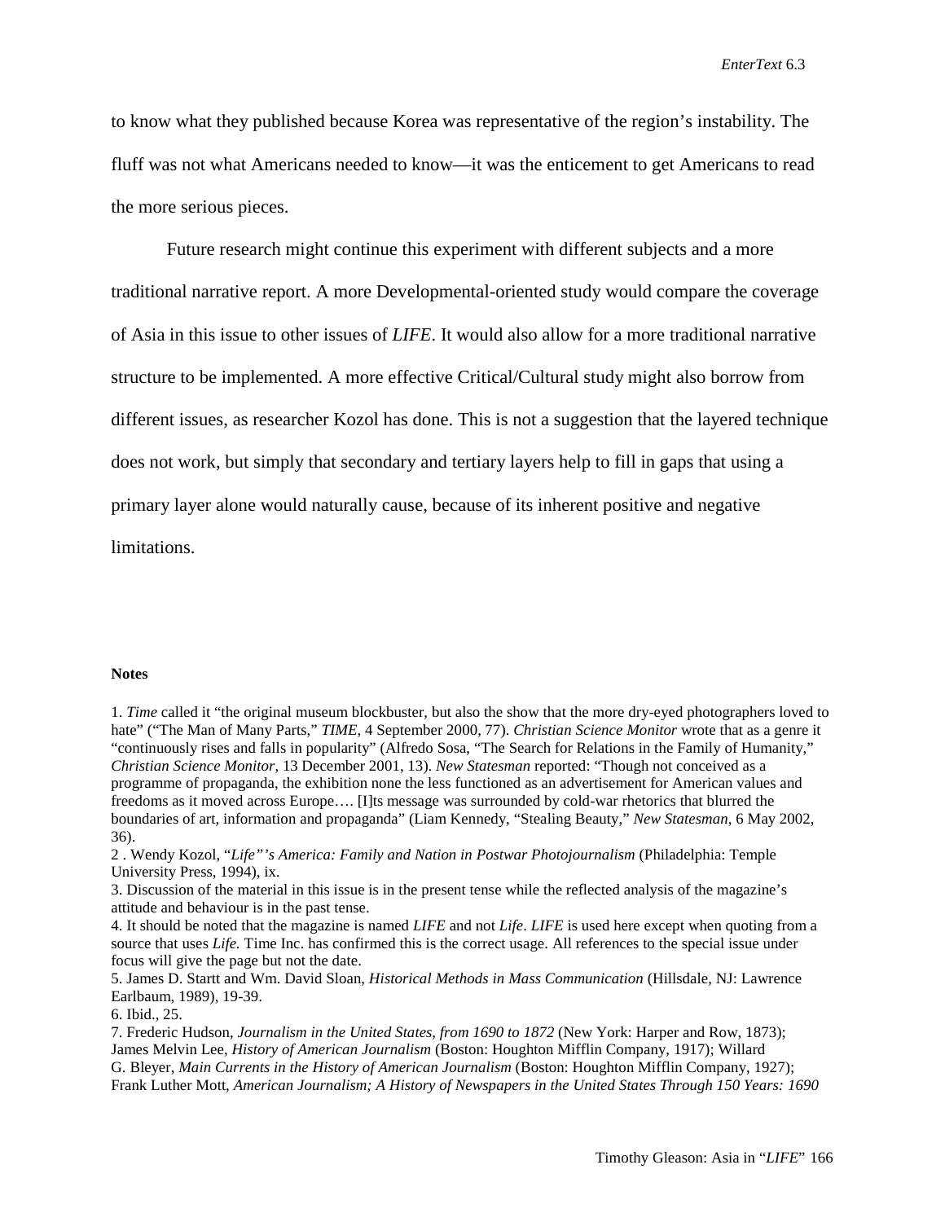to know what they published because Korea was representative of the region's instability. The fluff was not what Americans needed to know—it was the enticement to get Americans to read the more serious pieces.

Future research might continue this experiment with different subjects and a more traditional narrative report. A more Developmental-oriented study would compare the coverage of Asia in this issue to other issues of *LIFE*. It would also allow for a more traditional narrative structure to be implemented. A more effective Critical/Cultural study might also borrow from different issues, as researcher Kozol has done. This is not a suggestion that the layered technique does not work, but simply that secondary and tertiary layers help to fill in gaps that using a primary layer alone would naturally cause, because of its inherent positive and negative limitations.

**Notes**

1. *Time* called it "the original museum blockbuster, but also the show that the more dry-eyed photographers loved to hate" ("The Man of Many Parts," *TIME*, 4 September 2000, 77). *Christian Science Monitor* wrote that as a genre it "continuously rises and falls in popularity" (Alfredo Sosa, "The Search for Relations in the Family of Humanity," *Christian Science Monitor*, 13 December 2001, 13). *New Statesman* reported: "Though not conceived as a programme of propaganda, the exhibition none the less functioned as an advertisement for American values and freedoms as it moved across Europe…. [I]ts message was surrounded by cold-war rhetorics that blurred the boundaries of art, information and propaganda" (Liam Kennedy, "Stealing Beauty," *New Statesman*, 6 May 2002, 36).
2 . Wendy Kozol, "*Life*"*'s America: Family and Nation in Postwar Photojournalism* (Philadelphia: Temple University Press, 1994), ix.
3. Discussion of the material in this issue is in the present tense while the reflected analysis of the magazine's attitude and behaviour is in the past tense.
4. It should be noted that the magazine is named *LIFE* and not *Life*. *LIFE* is used here except when quoting from a source that uses *Life.* Time Inc. has confirmed this is the correct usage. All references to the special issue under focus will give the page but not the date.
5. James D. Startt and Wm. David Sloan, *Historical Methods in Mass Communication* (Hillsdale, NJ: Lawrence Earlbaum, 1989), 19-39.
6. Ibid., 25.
7. Frederic Hudson, *Journalism in the United States, from 1690 to 1872* (New York: Harper and Row, 1873); James Melvin Lee, *History of American Journalism* (Boston: Houghton Mifflin Company, 1917); Willard G. Bleyer, *Main Currents in the History of American Journalism* (Boston: Houghton Mifflin Company, 1927); Frank Luther Mott, *American Journalism; A History of Newspapers in the United States Through 150 Years: 1690*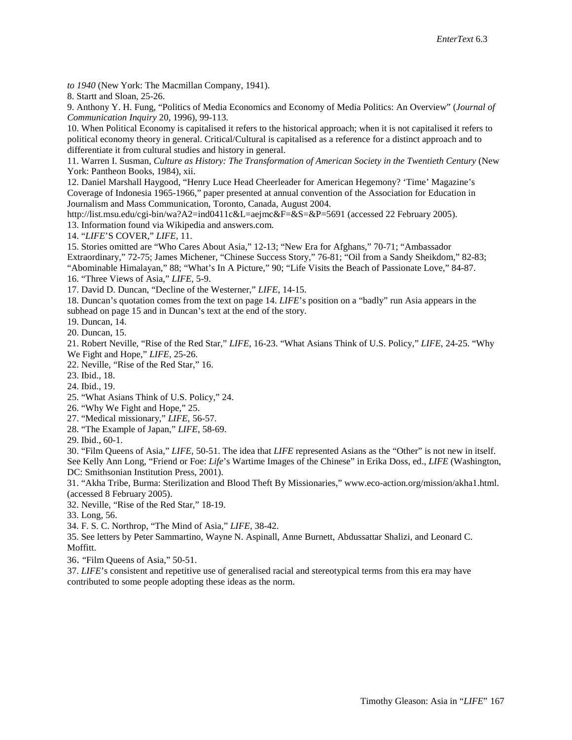*to 1940* (New York: The Macmillan Company, 1941).

8. Startt and Sloan, 25-26.

9. Anthony Y. H. Fung, "Politics of Media Economics and Economy of Media Politics: An Overview" (*Journal of Communication Inquiry* 20, 1996), 99-113.

10. When Political Economy is capitalised it refers to the historical approach; when it is not capitalised it refers to political economy theory in general. Critical/Cultural is capitalised as a reference for a distinct approach and to differentiate it from cultural studies and history in general.

11. Warren I. Susman, *Culture as History: The Transformation of American Society in the Twentieth Century* (New York: Pantheon Books, 1984), xii.

12. Daniel Marshall Haygood, "Henry Luce Head Cheerleader for American Hegemony? 'Time' Magazine's Coverage of Indonesia 1965-1966," paper presented at annual convention of the Association for Education in Journalism and Mass Communication, Toronto, Canada, August 2004. http://list.msu.edu/cgi-bin/wa?A2=ind0411c&L=aejmc&F=&S=&P=5691 (accessed 22 February 2005).

13. Information found via Wikipedia and answers.com.

14. "*LIFE*'S COVER," *LIFE*, 11.

15. Stories omitted are "Who Cares About Asia," 12-13; "New Era for Afghans," 70-71; "Ambassador Extraordinary," 72-75; James Michener, "Chinese Success Story," 76-81; "Oil from a Sandy Sheikdom," 82-83; "Abominable Himalayan," 88; "What's In A Picture," 90; "Life Visits the Beach of Passionate Love," 84-87.

16. "Three Views of Asia," *LIFE*, 5-9.

17. David D. Duncan, "Decline of the Westerner," *LIFE*, 14-15.

18. Duncan's quotation comes from the text on page 14. *LIFE*'s position on a "badly" run Asia appears in the subhead on page 15 and in Duncan's text at the end of the story.

19. Duncan, 14.

20. Duncan, 15.

21. Robert Neville, "Rise of the Red Star," *LIFE*, 16-23. "What Asians Think of U.S. Policy," *LIFE*, 24-25. "Why We Fight and Hope," *LIFE*, 25-26.

22. Neville, "Rise of the Red Star," 16.

23. Ibid., 18.

24. Ibid., 19.

25. "What Asians Think of U.S. Policy," 24.

26. "Why We Fight and Hope," 25.

27. "Medical missionary," *LIFE*, 56-57.

28. "The Example of Japan," *LIFE*, 58-69.

29. Ibid., 60-1.

30. "Film Queens of Asia," *LIFE*, 50-51. The idea that *LIFE* represented Asians as the "Other" is not new in itself. See Kelly Ann Long, "Friend or Foe: *Life*'s Wartime Images of the Chinese" in Erika Doss, ed., *LIFE* (Washington, DC: Smithsonian Institution Press, 2001).

31. "Akha Tribe, Burma: Sterilization and Blood Theft By Missionaries," www.eco-action.org/mission/akha1.html. (accessed 8 February 2005).

32. Neville, "Rise of the Red Star," 18-19.

33. Long, 56.

34. F. S. C. Northrop, "The Mind of Asia," *LIFE*, 38-42.

35. See letters by Peter Sammartino, Wayne N. Aspinall, Anne Burnett, Abdussattar Shalizi, and Leonard C. Moffitt.

36. "Film Queens of Asia," 50-51.

37. *LIFE*'s consistent and repetitive use of generalised racial and stereotypical terms from this era may have contributed to some people adopting these ideas as the norm.